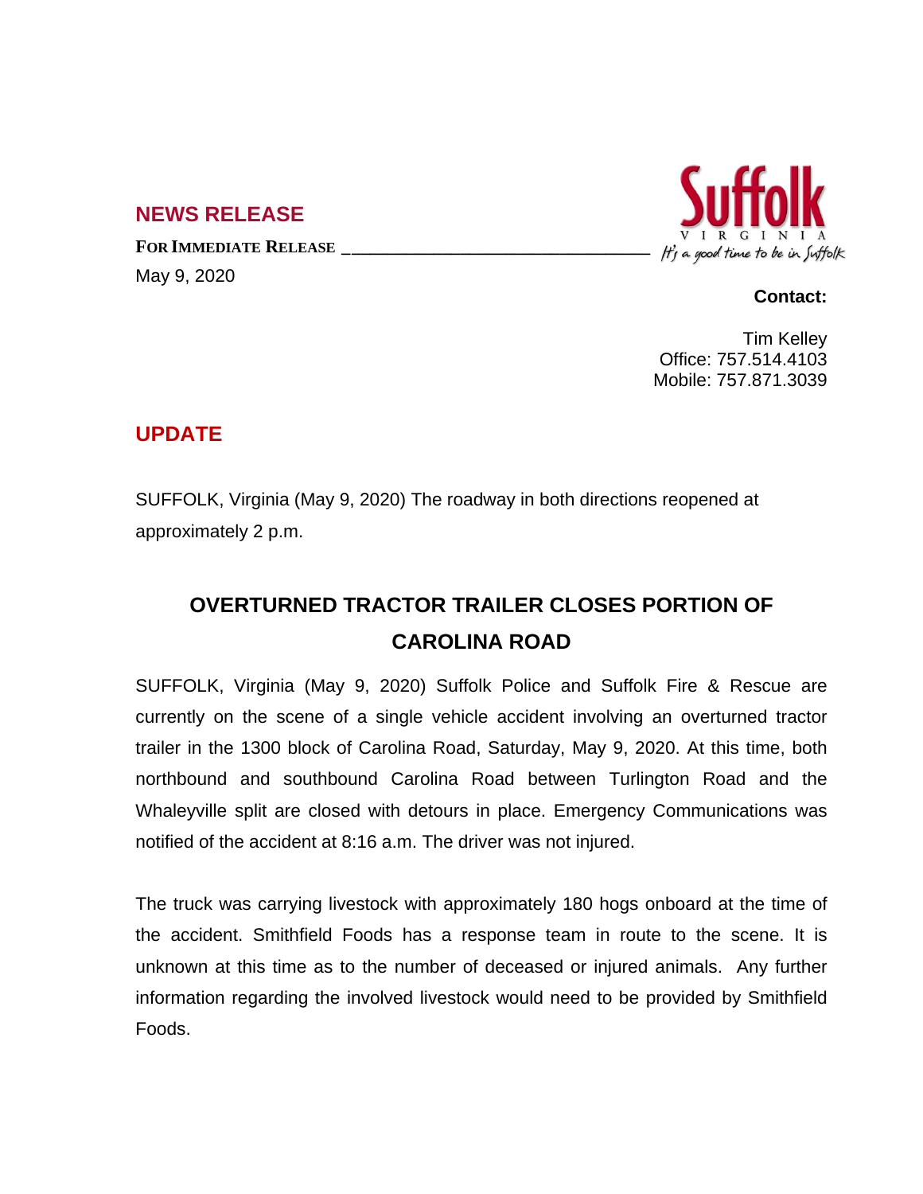## NEWS RELEASE

**FOR IMMEDIATE RELEASE**

May 9, 2020

Suffolk
VIRGINIA
It's a good time to be in Suffolk

**Contact:**

Tim Kelley
Office: 757.514.4103
Mobile: 757.871.3039

## UPDATE

SUFFOLK, Virginia (May 9, 2020) The roadway in both directions reopened at approximately 2 p.m.

# OVERTURNED TRACTOR TRAILER CLOSES PORTION OF CAROLINA ROAD

SUFFOLK, Virginia (May 9, 2020) Suffolk Police and Suffolk Fire & Rescue are currently on the scene of a single vehicle accident involving an overturned tractor trailer in the 1300 block of Carolina Road, Saturday, May 9, 2020. At this time, both northbound and southbound Carolina Road between Turlington Road and the Whaleyville split are closed with detours in place. Emergency Communications was notified of the accident at 8:16 a.m. The driver was not injured.

The truck was carrying livestock with approximately 180 hogs onboard at the time of the accident. Smithfield Foods has a response team in route to the scene. It is unknown at this time as to the number of deceased or injured animals. Any further information regarding the involved livestock would need to be provided by Smithfield Foods.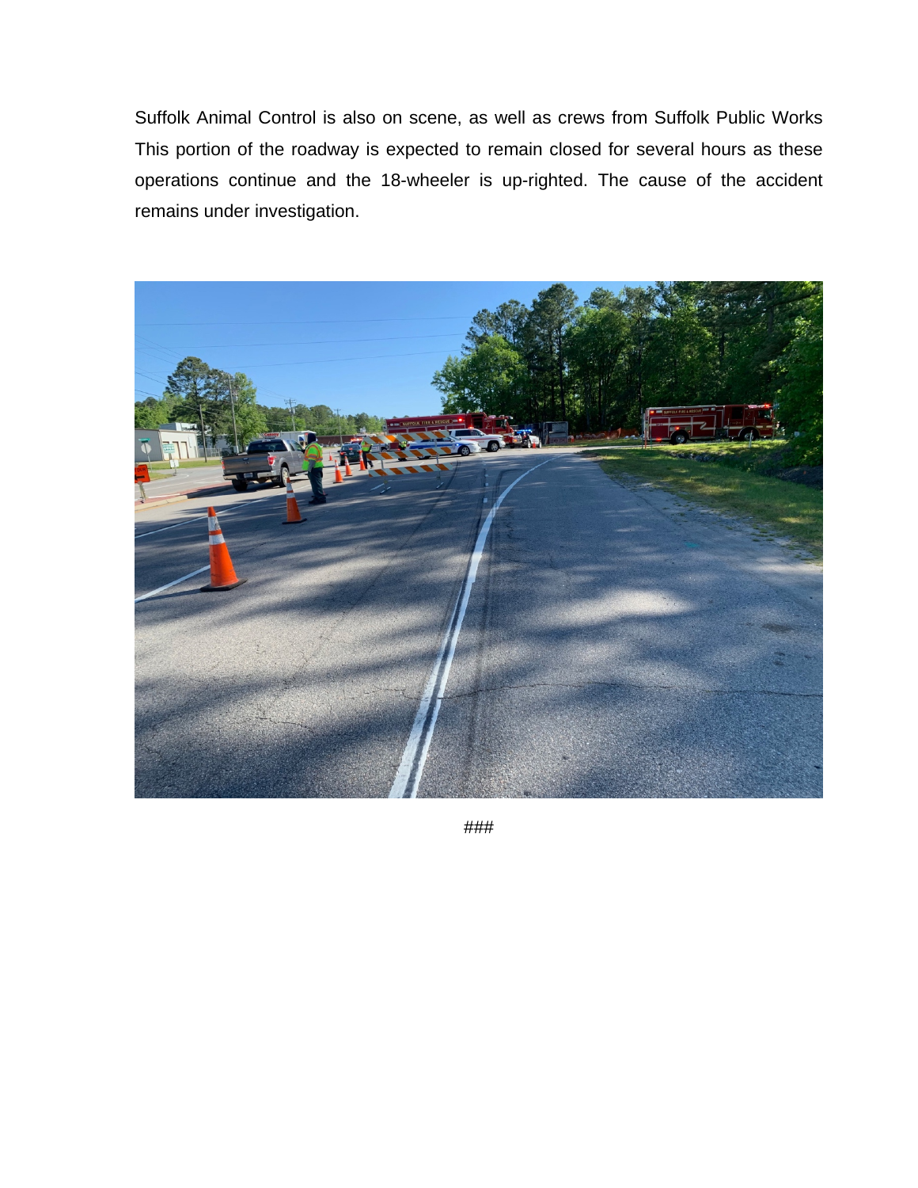Suffolk Animal Control is also on scene, as well as crews from Suffolk Public Works This portion of the roadway is expected to remain closed for several hours as these operations continue and the 18-wheeler is up-righted. The cause of the accident remains under investigation.

###